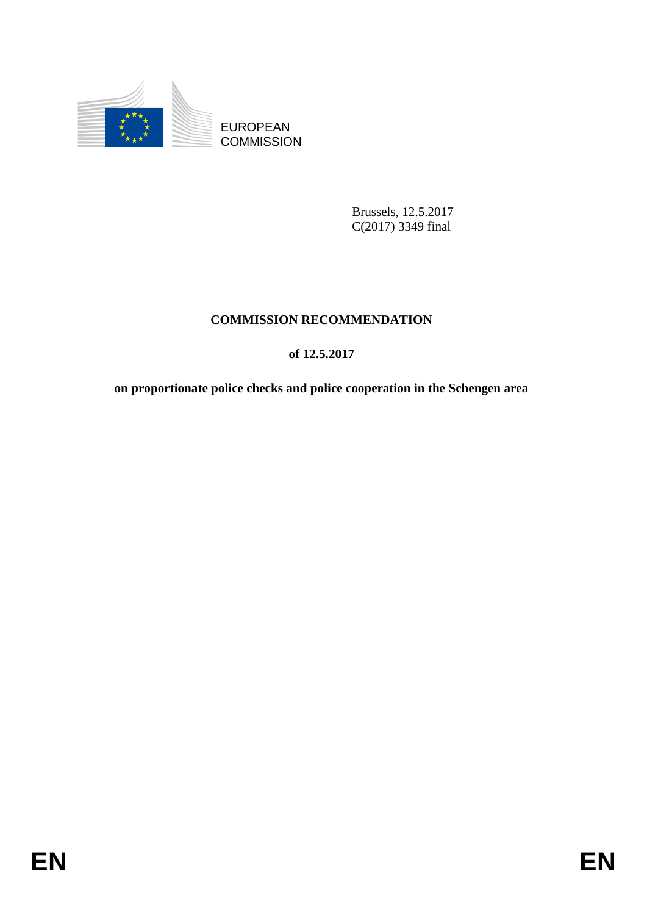EUROPEAN COMMISSION

Brussels, 12.5.2017
C(2017) 3349 final

# COMMISSION RECOMMENDATION

## of 12.5.2017

## on proportionate police checks and police cooperation in the Schengen area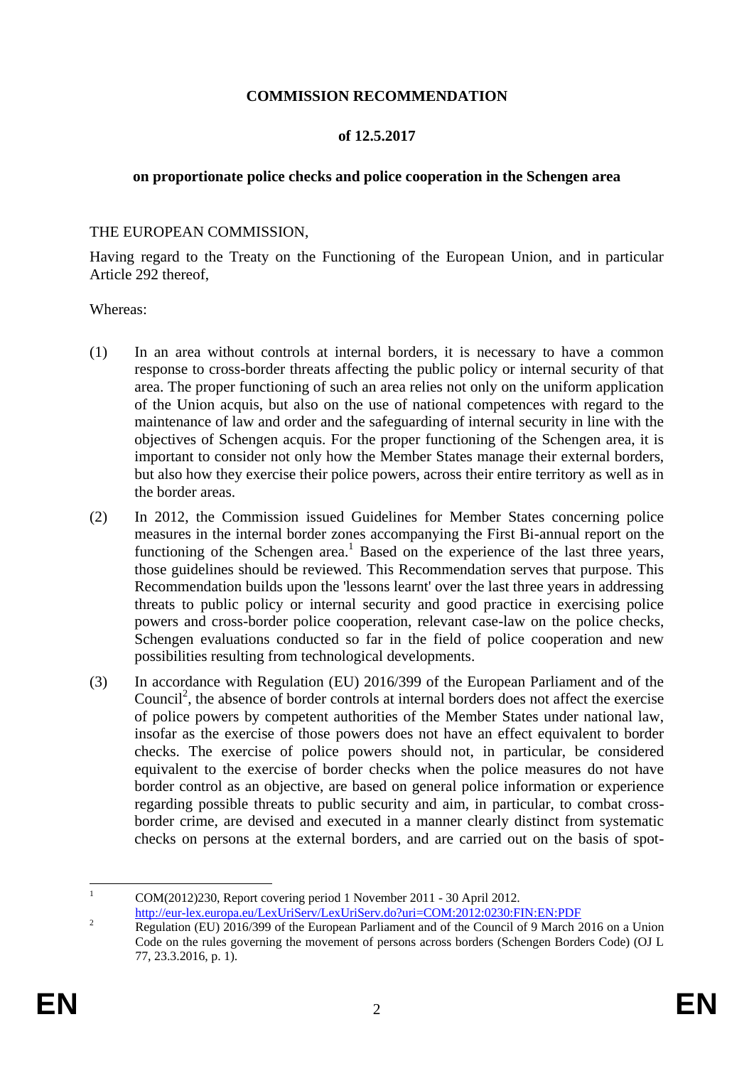**COMMISSION RECOMMENDATION**

**of 12.5.2017**

**on proportionate police checks and police cooperation in the Schengen area**

THE EUROPEAN COMMISSION,

Having regard to the Treaty on the Functioning of the European Union, and in particular Article 292 thereof,

Whereas:

(1) In an area without controls at internal borders, it is necessary to have a common response to cross-border threats affecting the public policy or internal security of that area. The proper functioning of such an area relies not only on the uniform application of the Union acquis, but also on the use of national competences with regard to the maintenance of law and order and the safeguarding of internal security in line with the objectives of Schengen acquis. For the proper functioning of the Schengen area, it is important to consider not only how the Member States manage their external borders, but also how they exercise their police powers, across their entire territory as well as in the border areas.

(2) In 2012, the Commission issued Guidelines for Member States concerning police measures in the internal border zones accompanying the First Bi-annual report on the functioning of the Schengen area.[1] Based on the experience of the last three years, those guidelines should be reviewed. This Recommendation serves that purpose. This Recommendation builds upon the 'lessons learnt' over the last three years in addressing threats to public policy or internal security and good practice in exercising police powers and cross-border police cooperation, relevant case-law on the police checks, Schengen evaluations conducted so far in the field of police cooperation and new possibilities resulting from technological developments.

(3) In accordance with Regulation (EU) 2016/399 of the European Parliament and of the Council[2], the absence of border controls at internal borders does not affect the exercise of police powers by competent authorities of the Member States under national law, insofar as the exercise of those powers does not have an effect equivalent to border checks. The exercise of police powers should not, in particular, be considered equivalent to the exercise of border checks when the police measures do not have border control as an objective, are based on general police information or experience regarding possible threats to public security and aim, in particular, to combat cross-border crime, are devised and executed in a manner clearly distinct from systematic checks on persons at the external borders, and are carried out on the basis of spot-

---

[1] COM(2012)230, Report covering period 1 November 2011 - 30 April 2012. http://eur-lex.europa.eu/LexUriServ/LexUriServ.do?uri=COM:2012:0230:FIN:EN:PDF

[2] Regulation (EU) 2016/399 of the European Parliament and of the Council of 9 March 2016 on a Union Code on the rules governing the movement of persons across borders (Schengen Borders Code) (OJ L 77, 23.3.2016, p. 1).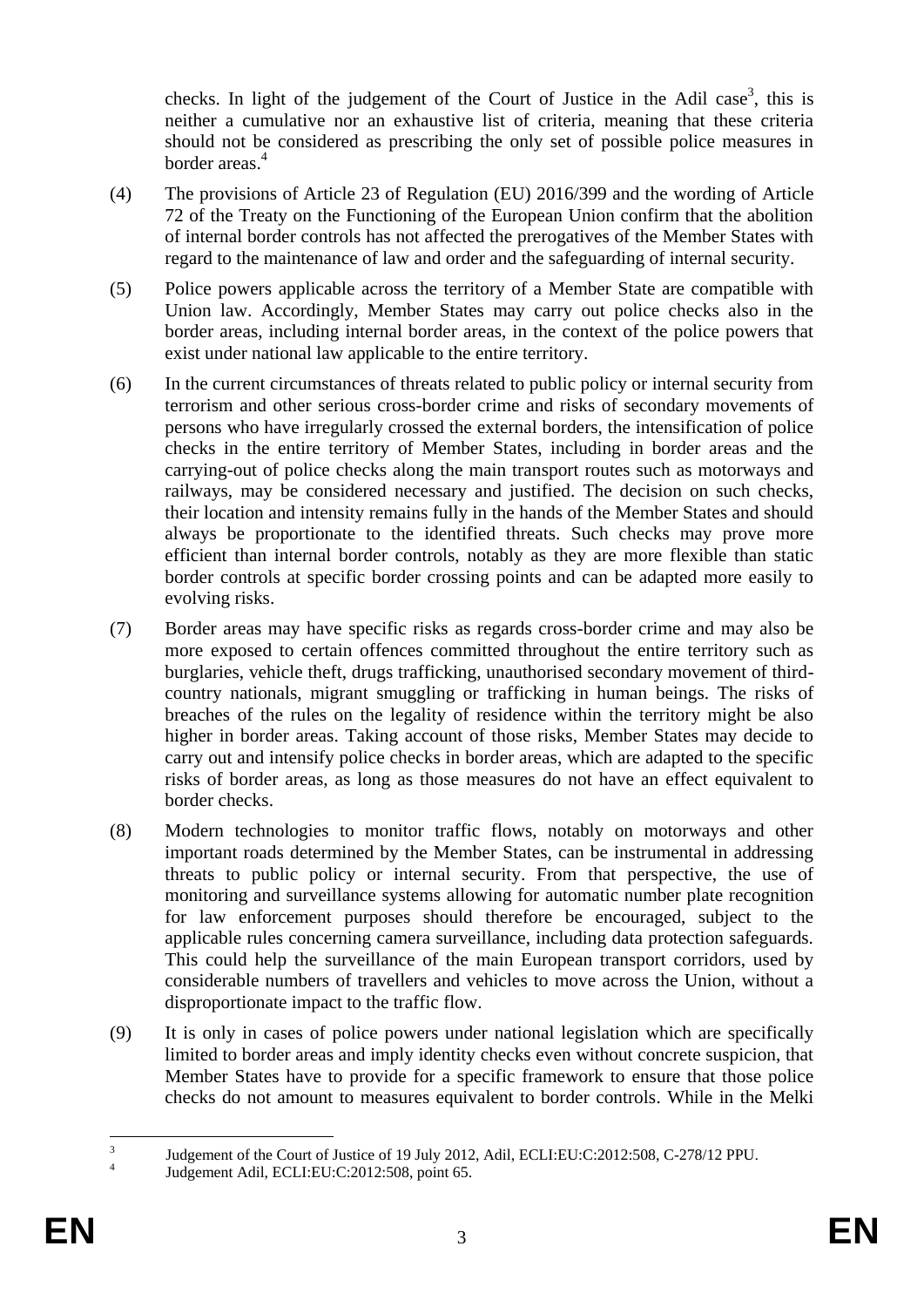checks. In light of the judgement of the Court of Justice in the Adil case[3], this is neither a cumulative nor an exhaustive list of criteria, meaning that these criteria should not be considered as prescribing the only set of possible police measures in border areas.[4]

(4) The provisions of Article 23 of Regulation (EU) 2016/399 and the wording of Article 72 of the Treaty on the Functioning of the European Union confirm that the abolition of internal border controls has not affected the prerogatives of the Member States with regard to the maintenance of law and order and the safeguarding of internal security.

(5) Police powers applicable across the territory of a Member State are compatible with Union law. Accordingly, Member States may carry out police checks also in the border areas, including internal border areas, in the context of the police powers that exist under national law applicable to the entire territory.

(6) In the current circumstances of threats related to public policy or internal security from terrorism and other serious cross-border crime and risks of secondary movements of persons who have irregularly crossed the external borders, the intensification of police checks in the entire territory of Member States, including in border areas and the carrying-out of police checks along the main transport routes such as motorways and railways, may be considered necessary and justified. The decision on such checks, their location and intensity remains fully in the hands of the Member States and should always be proportionate to the identified threats. Such checks may prove more efficient than internal border controls, notably as they are more flexible than static border controls at specific border crossing points and can be adapted more easily to evolving risks.

(7) Border areas may have specific risks as regards cross-border crime and may also be more exposed to certain offences committed throughout the entire territory such as burglaries, vehicle theft, drugs trafficking, unauthorised secondary movement of third-country nationals, migrant smuggling or trafficking in human beings. The risks of breaches of the rules on the legality of residence within the territory might be also higher in border areas. Taking account of those risks, Member States may decide to carry out and intensify police checks in border areas, which are adapted to the specific risks of border areas, as long as those measures do not have an effect equivalent to border checks.

(8) Modern technologies to monitor traffic flows, notably on motorways and other important roads determined by the Member States, can be instrumental in addressing threats to public policy or internal security. From that perspective, the use of monitoring and surveillance systems allowing for automatic number plate recognition for law enforcement purposes should therefore be encouraged, subject to the applicable rules concerning camera surveillance, including data protection safeguards. This could help the surveillance of the main European transport corridors, used by considerable numbers of travellers and vehicles to move across the Union, without a disproportionate impact to the traffic flow.

(9) It is only in cases of police powers under national legislation which are specifically limited to border areas and imply identity checks even without concrete suspicion, that Member States have to provide for a specific framework to ensure that those police checks do not amount to measures equivalent to border controls. While in the Melki

[3] Judgement of the Court of Justice of 19 July 2012, Adil, ECLI:EU:C:2012:508, C-278/12 PPU.

[4] Judgement Adil, ECLI:EU:C:2012:508, point 65.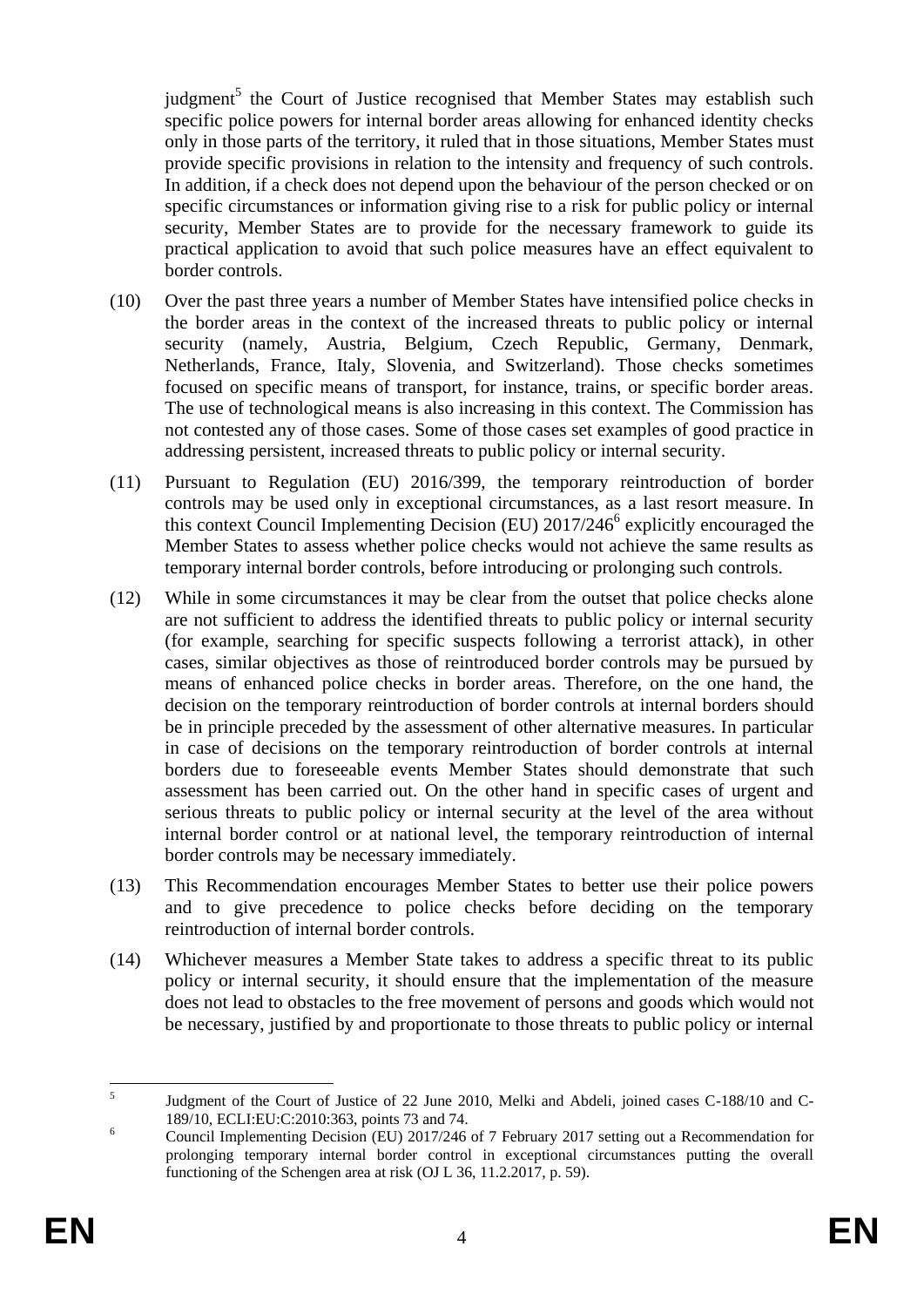judgment[5] the Court of Justice recognised that Member States may establish such specific police powers for internal border areas allowing for enhanced identity checks only in those parts of the territory, it ruled that in those situations, Member States must provide specific provisions in relation to the intensity and frequency of such controls. In addition, if a check does not depend upon the behaviour of the person checked or on specific circumstances or information giving rise to a risk for public policy or internal security, Member States are to provide for the necessary framework to guide its practical application to avoid that such police measures have an effect equivalent to border controls.

(10) Over the past three years a number of Member States have intensified police checks in the border areas in the context of the increased threats to public policy or internal security (namely, Austria, Belgium, Czech Republic, Germany, Denmark, Netherlands, France, Italy, Slovenia, and Switzerland). Those checks sometimes focused on specific means of transport, for instance, trains, or specific border areas. The use of technological means is also increasing in this context. The Commission has not contested any of those cases. Some of those cases set examples of good practice in addressing persistent, increased threats to public policy or internal security.

(11) Pursuant to Regulation (EU) 2016/399, the temporary reintroduction of border controls may be used only in exceptional circumstances, as a last resort measure. In this context Council Implementing Decision (EU) 2017/246[6] explicitly encouraged the Member States to assess whether police checks would not achieve the same results as temporary internal border controls, before introducing or prolonging such controls.

(12) While in some circumstances it may be clear from the outset that police checks alone are not sufficient to address the identified threats to public policy or internal security (for example, searching for specific suspects following a terrorist attack), in other cases, similar objectives as those of reintroduced border controls may be pursued by means of enhanced police checks in border areas. Therefore, on the one hand, the decision on the temporary reintroduction of border controls at internal borders should be in principle preceded by the assessment of other alternative measures. In particular in case of decisions on the temporary reintroduction of border controls at internal borders due to foreseeable events Member States should demonstrate that such assessment has been carried out. On the other hand in specific cases of urgent and serious threats to public policy or internal security at the level of the area without internal border control or at national level, the temporary reintroduction of internal border controls may be necessary immediately.

(13) This Recommendation encourages Member States to better use their police powers and to give precedence to police checks before deciding on the temporary reintroduction of internal border controls.

(14) Whichever measures a Member State takes to address a specific threat to its public policy or internal security, it should ensure that the implementation of the measure does not lead to obstacles to the free movement of persons and goods which would not be necessary, justified by and proportionate to those threats to public policy or internal

---

[5] Judgment of the Court of Justice of 22 June 2010, Melki and Abdeli, joined cases C-188/10 and C-189/10, ECLI:EU:C:2010:363, points 73 and 74.

[6] Council Implementing Decision (EU) 2017/246 of 7 February 2017 setting out a Recommendation for prolonging temporary internal border control in exceptional circumstances putting the overall functioning of the Schengen area at risk (OJ L 36, 11.2.2017, p. 59).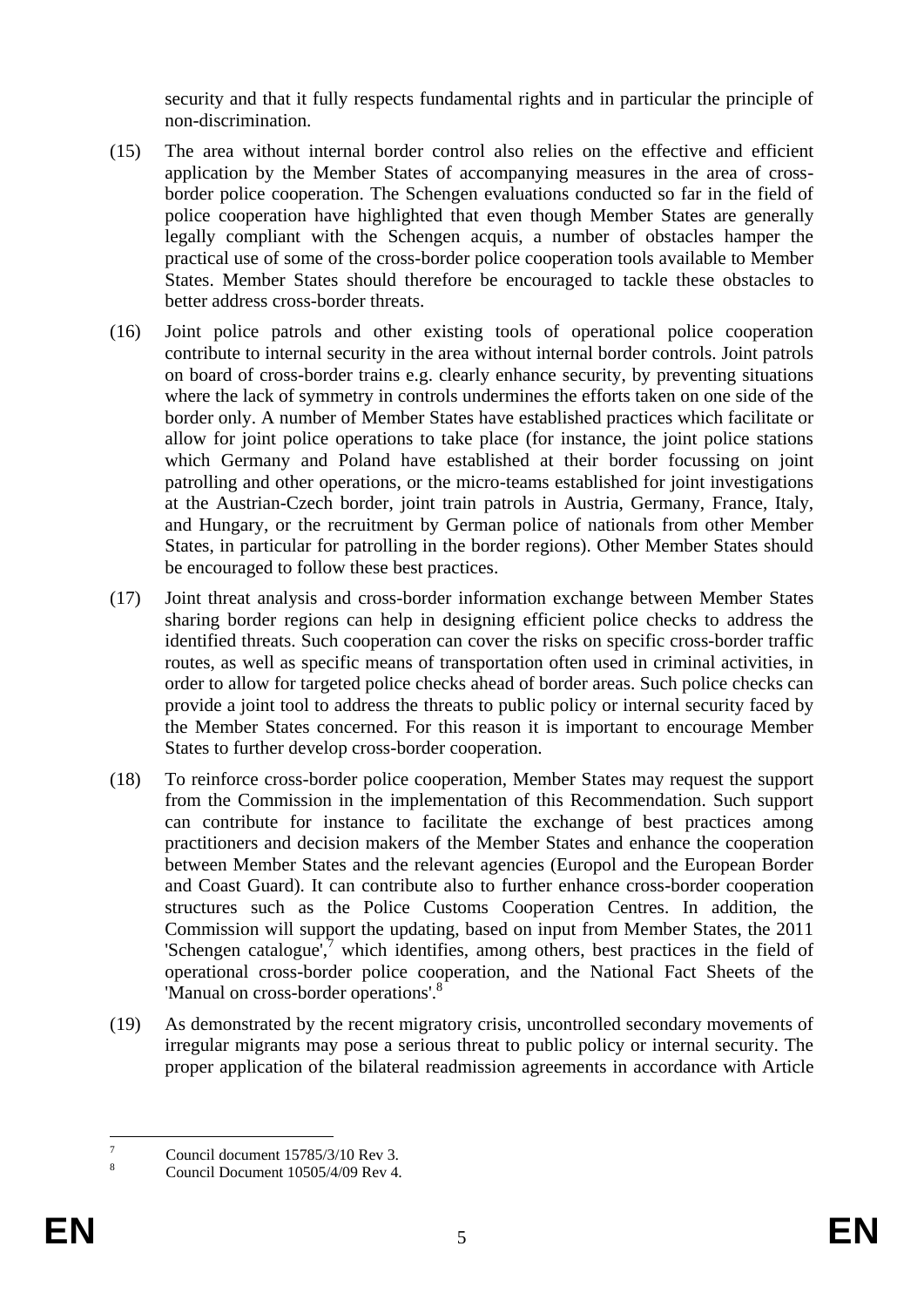security and that it fully respects fundamental rights and in particular the principle of non-discrimination.

(15) The area without internal border control also relies on the effective and efficient application by the Member States of accompanying measures in the area of cross-border police cooperation. The Schengen evaluations conducted so far in the field of police cooperation have highlighted that even though Member States are generally legally compliant with the Schengen acquis, a number of obstacles hamper the practical use of some of the cross-border police cooperation tools available to Member States. Member States should therefore be encouraged to tackle these obstacles to better address cross-border threats.

(16) Joint police patrols and other existing tools of operational police cooperation contribute to internal security in the area without internal border controls. Joint patrols on board of cross-border trains e.g. clearly enhance security, by preventing situations where the lack of symmetry in controls undermines the efforts taken on one side of the border only. A number of Member States have established practices which facilitate or allow for joint police operations to take place (for instance, the joint police stations which Germany and Poland have established at their border focussing on joint patrolling and other operations, or the micro-teams established for joint investigations at the Austrian-Czech border, joint train patrols in Austria, Germany, France, Italy, and Hungary, or the recruitment by German police of nationals from other Member States, in particular for patrolling in the border regions). Other Member States should be encouraged to follow these best practices.

(17) Joint threat analysis and cross-border information exchange between Member States sharing border regions can help in designing efficient police checks to address the identified threats. Such cooperation can cover the risks on specific cross-border traffic routes, as well as specific means of transportation often used in criminal activities, in order to allow for targeted police checks ahead of border areas. Such police checks can provide a joint tool to address the threats to public policy or internal security faced by the Member States concerned. For this reason it is important to encourage Member States to further develop cross-border cooperation.

(18) To reinforce cross-border police cooperation, Member States may request the support from the Commission in the implementation of this Recommendation. Such support can contribute for instance to facilitate the exchange of best practices among practitioners and decision makers of the Member States and enhance the cooperation between Member States and the relevant agencies (Europol and the European Border and Coast Guard). It can contribute also to further enhance cross-border cooperation structures such as the Police Customs Cooperation Centres. In addition, the Commission will support the updating, based on input from Member States, the 2011 'Schengen catalogue',[7] which identifies, among others, best practices in the field of operational cross-border police cooperation, and the National Fact Sheets of the 'Manual on cross-border operations'.[8]

(19) As demonstrated by the recent migratory crisis, uncontrolled secondary movements of irregular migrants may pose a serious threat to public policy or internal security. The proper application of the bilateral readmission agreements in accordance with Article

[7] Council document 15785/3/10 Rev 3.

[8] Council Document 10505/4/09 Rev 4.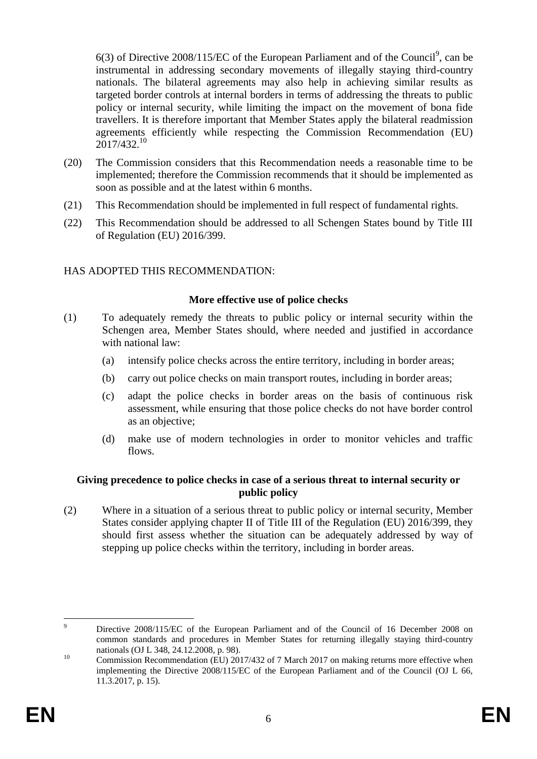6(3) of Directive 2008/115/EC of the European Parliament and of the Council[9], can be instrumental in addressing secondary movements of illegally staying third-country nationals. The bilateral agreements may also help in achieving similar results as targeted border controls at internal borders in terms of addressing the threats to public policy or internal security, while limiting the impact on the movement of bona fide travellers. It is therefore important that Member States apply the bilateral readmission agreements efficiently while respecting the Commission Recommendation (EU) 2017/432.[10]

(20) The Commission considers that this Recommendation needs a reasonable time to be implemented; therefore the Commission recommends that it should be implemented as soon as possible and at the latest within 6 months.

(21) This Recommendation should be implemented in full respect of fundamental rights.

(22) This Recommendation should be addressed to all Schengen States bound by Title III of Regulation (EU) 2016/399.

HAS ADOPTED THIS RECOMMENDATION:

**More effective use of police checks**

(1) To adequately remedy the threats to public policy or internal security within the Schengen area, Member States should, where needed and justified in accordance with national law:

(a) intensify police checks across the entire territory, including in border areas;

(b) carry out police checks on main transport routes, including in border areas;

(c) adapt the police checks in border areas on the basis of continuous risk assessment, while ensuring that those police checks do not have border control as an objective;

(d) make use of modern technologies in order to monitor vehicles and traffic flows.

**Giving precedence to police checks in case of a serious threat to internal security or public policy**

(2) Where in a situation of a serious threat to public policy or internal security, Member States consider applying chapter II of Title III of the Regulation (EU) 2016/399, they should first assess whether the situation can be adequately addressed by way of stepping up police checks within the territory, including in border areas.

---

[9] Directive 2008/115/EC of the European Parliament and of the Council of 16 December 2008 on common standards and procedures in Member States for returning illegally staying third-country nationals (OJ L 348, 24.12.2008, p. 98).

[10] Commission Recommendation (EU) 2017/432 of 7 March 2017 on making returns more effective when implementing the Directive 2008/115/EC of the European Parliament and of the Council (OJ L 66, 11.3.2017, p. 15).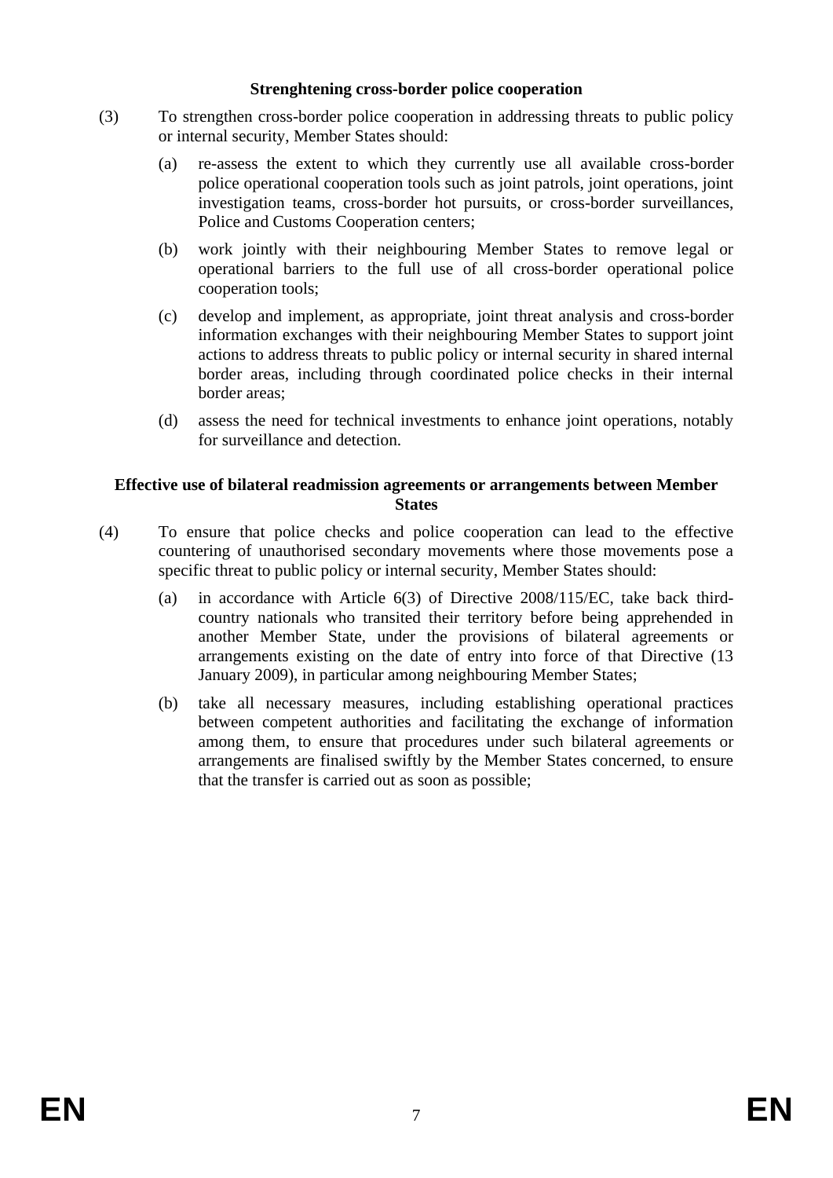**Strenghtening cross-border police cooperation**

(3) To strengthen cross-border police cooperation in addressing threats to public policy or internal security, Member States should:

(a) re-assess the extent to which they currently use all available cross-border police operational cooperation tools such as joint patrols, joint operations, joint investigation teams, cross-border hot pursuits, or cross-border surveillances, Police and Customs Cooperation centers;

(b) work jointly with their neighbouring Member States to remove legal or operational barriers to the full use of all cross-border operational police cooperation tools;

(c) develop and implement, as appropriate, joint threat analysis and cross-border information exchanges with their neighbouring Member States to support joint actions to address threats to public policy or internal security in shared internal border areas, including through coordinated police checks in their internal border areas;

(d) assess the need for technical investments to enhance joint operations, notably for surveillance and detection.

**Effective use of bilateral readmission agreements or arrangements between Member States**

(4) To ensure that police checks and police cooperation can lead to the effective countering of unauthorised secondary movements where those movements pose a specific threat to public policy or internal security, Member States should:

(a) in accordance with Article 6(3) of Directive 2008/115/EC, take back third-country nationals who transited their territory before being apprehended in another Member State, under the provisions of bilateral agreements or arrangements existing on the date of entry into force of that Directive (13 January 2009), in particular among neighbouring Member States;

(b) take all necessary measures, including establishing operational practices between competent authorities and facilitating the exchange of information among them, to ensure that procedures under such bilateral agreements or arrangements are finalised swiftly by the Member States concerned, to ensure that the transfer is carried out as soon as possible;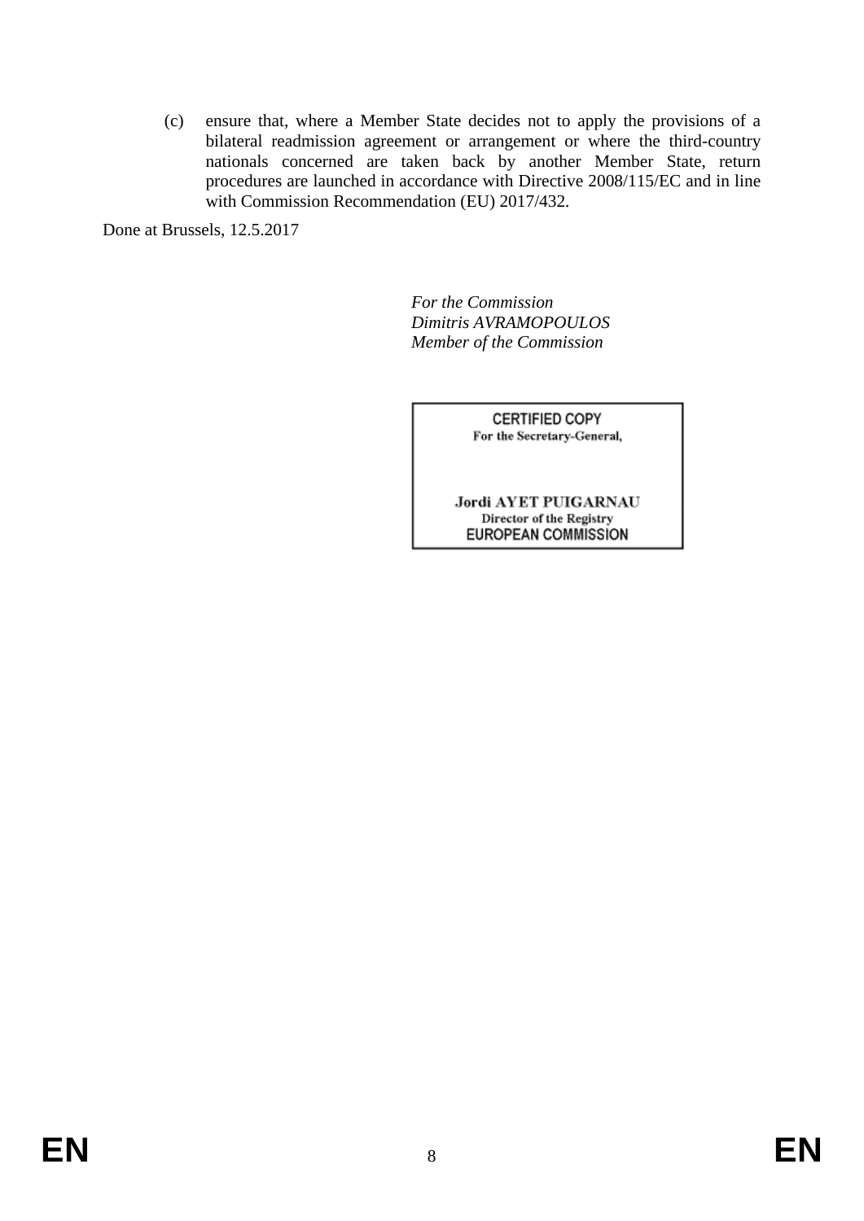(c) ensure that, where a Member State decides not to apply the provisions of a bilateral readmission agreement or arrangement or where the third-country nationals concerned are taken back by another Member State, return procedures are launched in accordance with Directive 2008/115/EC and in line with Commission Recommendation (EU) 2017/432.

Done at Brussels, 12.5.2017

*For the Commission*
*Dimitris AVRAMOPOULOS*
*Member of the Commission*

CERTIFIED COPY
For the Secretary-General,

Jordi AYET PUIGARNAU
Director of the Registry
EUROPEAN COMMISSION